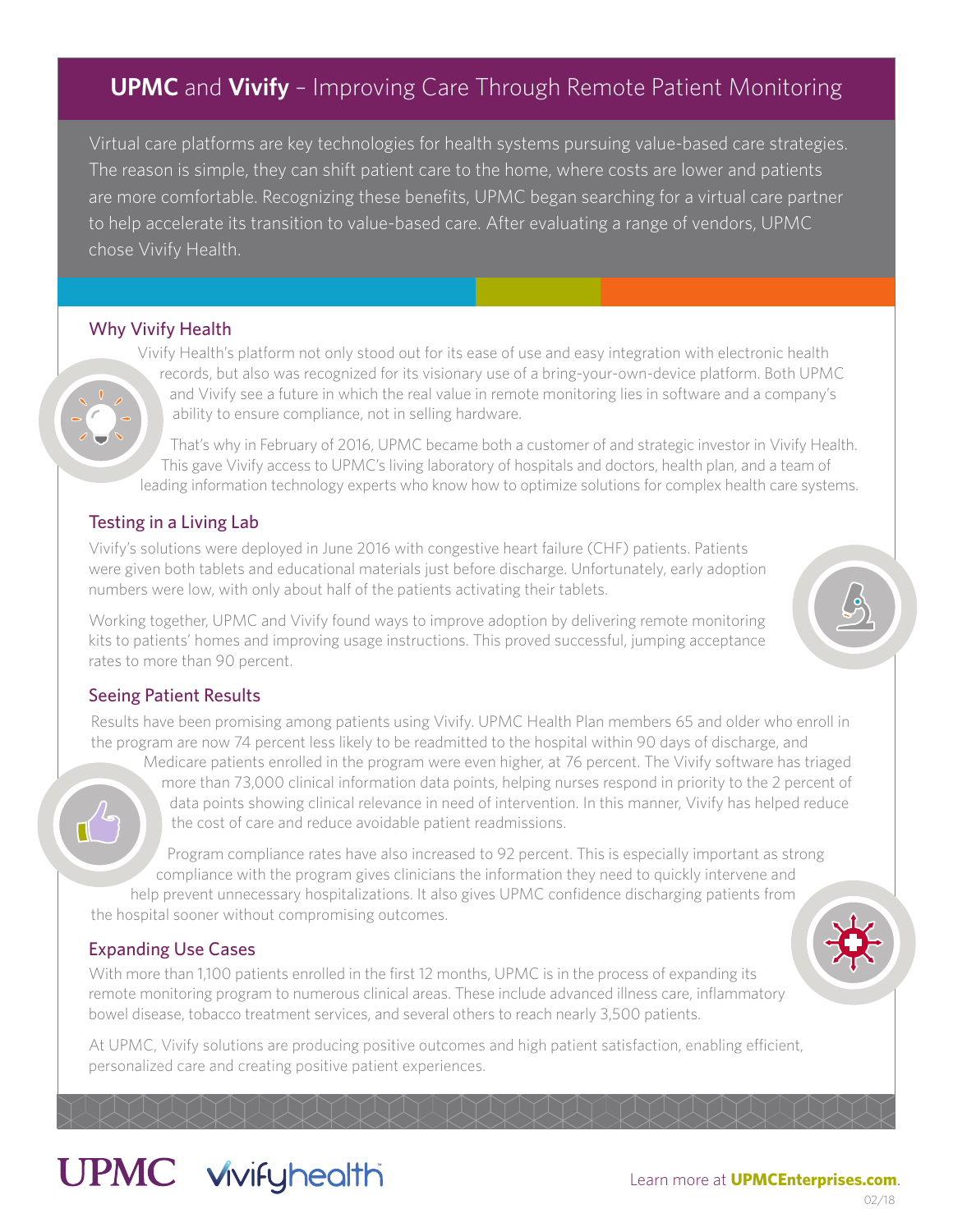# **UPMC** and **Vivify** – Improving Care Through Remote Patient Monitoring

Virtual care platforms are key technologies for health systems pursuing value-based care strategies. The reason is simple, they can shift patient care to the home, where costs are lower and patients are more comfortable. Recognizing these benefits, UPMC began searching for a virtual care partner to help accelerate its transition to value-based care. After evaluating a range of vendors, UPMC chose Vivify Health.

## Why Vivify Health

Vivify Health's platform not only stood out for its ease of use and easy integration with electronic health records, but also was recognized for its visionary use of a bring-your-own-device platform. Both UPMC and Vivify see a future in which the real value in remote monitoring lies in software and a company's ability to ensure compliance, not in selling hardware.

That's why in February of 2016, UPMC became both a customer of and strategic investor in Vivify Health. This gave Vivify access to UPMC's living laboratory of hospitals and doctors, health plan, and a team of leading information technology experts who know how to optimize solutions for complex health care systems.

## Testing in a Living Lab

Vivify's solutions were deployed in June 2016 with congestive heart failure (CHF) patients. Patients were given both tablets and educational materials just before discharge. Unfortunately, early adoption numbers were low, with only about half of the patients activating their tablets.

Working together, UPMC and Vivify found ways to improve adoption by delivering remote monitoring kits to patients' homes and improving usage instructions. This proved successful, jumping acceptance rates to more than 90 percent.

## Seeing Patient Results

Results have been promising among patients using Vivify. UPMC Health Plan members 65 and older who enroll in the program are now 74 percent less likely to be readmitted to the hospital within 90 days of discharge, and Medicare patients enrolled in the program were even higher, at 76 percent. The Vivify software has triaged more than 73,000 clinical information data points, helping nurses respond in priority to the 2 percent of data points showing clinical relevance in need of intervention. In this manner, Vivify has helped reduce the cost of care and reduce avoidable patient readmissions.

Program compliance rates have also increased to 92 percent. This is especially important as strong compliance with the program gives clinicians the information they need to quickly intervene and help prevent unnecessary hospitalizations. It also gives UPMC confidence discharging patients from the hospital sooner without compromising outcomes.

## Expanding Use Cases

With more than 1,100 patients enrolled in the first 12 months, UPMC is in the process of expanding its remote monitoring program to numerous clinical areas. These include advanced illness care, inflammatory bowel disease, tobacco treatment services, and several others to reach nearly 3,500 patients.

At UPMC, Vivify solutions are producing positive outcomes and high patient satisfaction, enabling efficient, personalized care and creating positive patient experiences.

UPMC vivifyhealth

Learn more at **UPMCEnterprises.com**.

02/18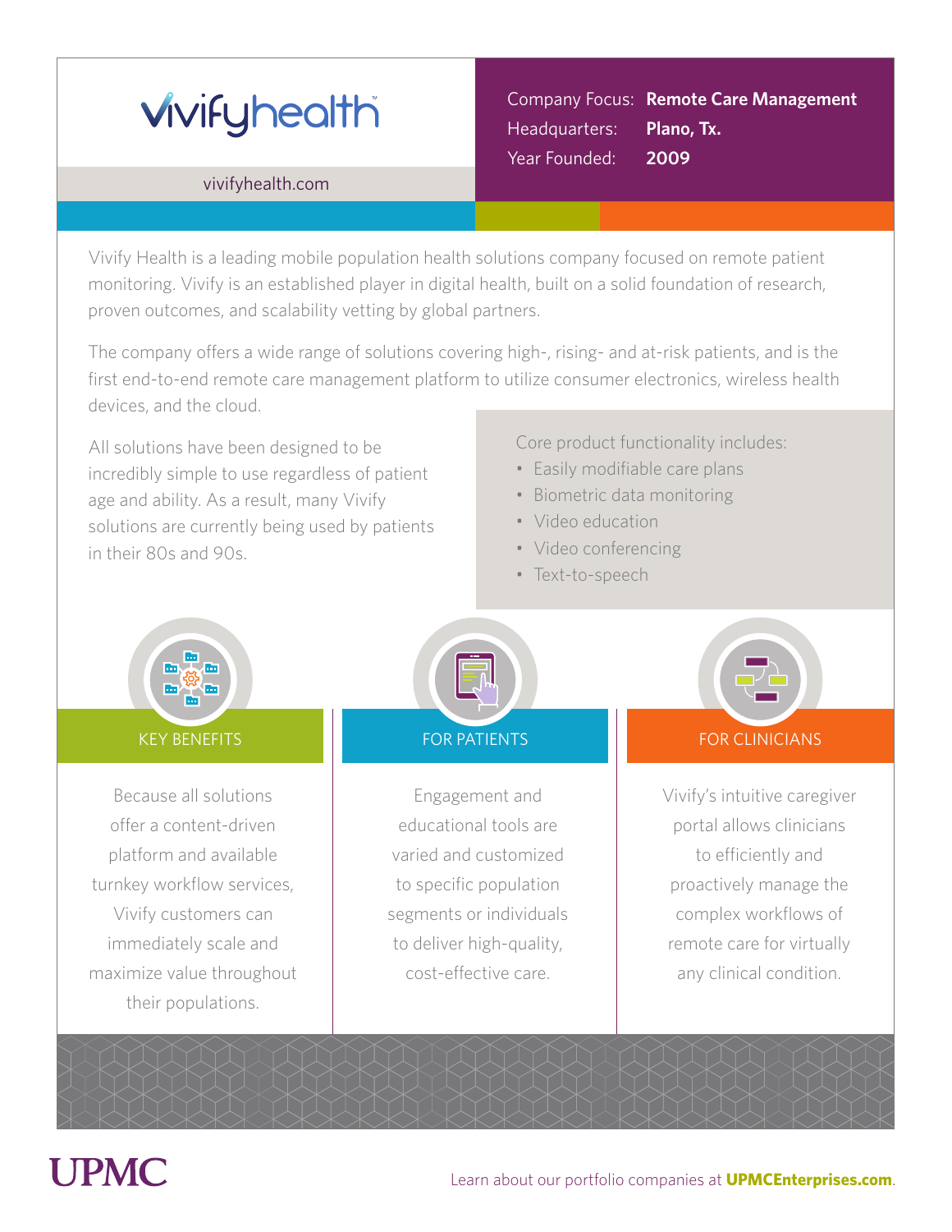# vivifyhealth

vivifyhealth.com

Company Focus: **Remote Care Management**
Headquarters: **Plano, Tx.**
Year Founded: **2009**

Vivify Health is a leading mobile population health solutions company focused on remote patient monitoring. Vivify is an established player in digital health, built on a solid foundation of research, proven outcomes, and scalability vetting by global partners.

The company offers a wide range of solutions covering high-, rising- and at-risk patients, and is the first end-to-end remote care management platform to utilize consumer electronics, wireless health devices, and the cloud.

All solutions have been designed to be incredibly simple to use regardless of patient age and ability. As a result, many Vivify solutions are currently being used by patients in their 80s and 90s.

Core product functionality includes:

- Easily modifiable care plans
- Biometric data monitoring
- Video education
- Video conferencing
- Text-to-speech

## KEY BENEFITS

Because all solutions offer a content-driven platform and available turnkey workflow services, Vivify customers can immediately scale and maximize value throughout their populations.

## FOR PATIENTS

Engagement and educational tools are varied and customized to specific population segments or individuals to deliver high-quality, cost-effective care.

## FOR CLINICIANS

Vivify's intuitive caregiver portal allows clinicians to efficiently and proactively manage the complex workflows of remote care for virtually any clinical condition.

UPMC

Learn about our portfolio companies at **UPMCEnterprises.com**.